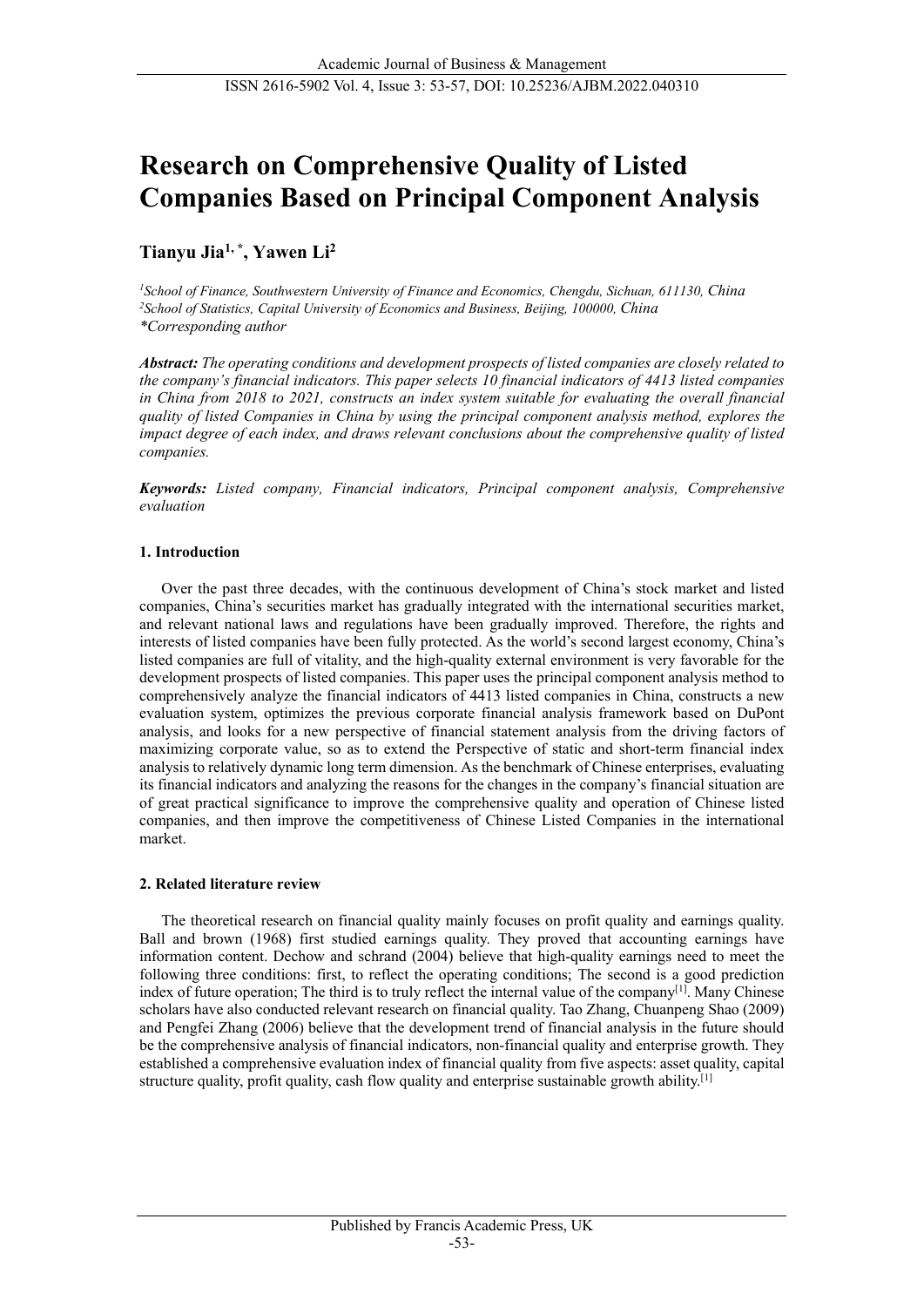# Research on Comprehensive Quality of Listed Companies Based on Principal Component Analysis

**Tianyu Jia[1,*], Yawen Li[2]**

*[1]School of Finance, Southwestern University of Finance and Economics, Chengdu, Sichuan, 611130, China*
*[2]School of Statistics, Capital University of Economics and Business, Beijing, 100000, China*
*\*Corresponding author*

***Abstract:*** *The operating conditions and development prospects of listed companies are closely related to the company's financial indicators. This paper selects 10 financial indicators of 4413 listed companies in China from 2018 to 2021, constructs an index system suitable for evaluating the overall financial quality of listed Companies in China by using the principal component analysis method, explores the impact degree of each index, and draws relevant conclusions about the comprehensive quality of listed companies.*

***Keywords:*** *Listed company, Financial indicators, Principal component analysis, Comprehensive evaluation*

## 1. Introduction

Over the past three decades, with the continuous development of China's stock market and listed companies, China's securities market has gradually integrated with the international securities market, and relevant national laws and regulations have been gradually improved. Therefore, the rights and interests of listed companies have been fully protected. As the world's second largest economy, China's listed companies are full of vitality, and the high-quality external environment is very favorable for the development prospects of listed companies. This paper uses the principal component analysis method to comprehensively analyze the financial indicators of 4413 listed companies in China, constructs a new evaluation system, optimizes the previous corporate financial analysis framework based on DuPont analysis, and looks for a new perspective of financial statement analysis from the driving factors of maximizing corporate value, so as to extend the Perspective of static and short-term financial index analysis to relatively dynamic long term dimension. As the benchmark of Chinese enterprises, evaluating its financial indicators and analyzing the reasons for the changes in the company's financial situation are of great practical significance to improve the comprehensive quality and operation of Chinese listed companies, and then improve the competitiveness of Chinese Listed Companies in the international market.

## 2. Related literature review

The theoretical research on financial quality mainly focuses on profit quality and earnings quality. Ball and brown (1968) first studied earnings quality. They proved that accounting earnings have information content. Dechow and schrand (2004) believe that high-quality earnings need to meet the following three conditions: first, to reflect the operating conditions; The second is a good prediction index of future operation; The third is to truly reflect the internal value of the company[1]. Many Chinese scholars have also conducted relevant research on financial quality. Tao Zhang, Chuanpeng Shao (2009) and Pengfei Zhang (2006) believe that the development trend of financial analysis in the future should be the comprehensive analysis of financial indicators, non-financial quality and enterprise growth. They established a comprehensive evaluation index of financial quality from five aspects: asset quality, capital structure quality, profit quality, cash flow quality and enterprise sustainable growth ability.[1]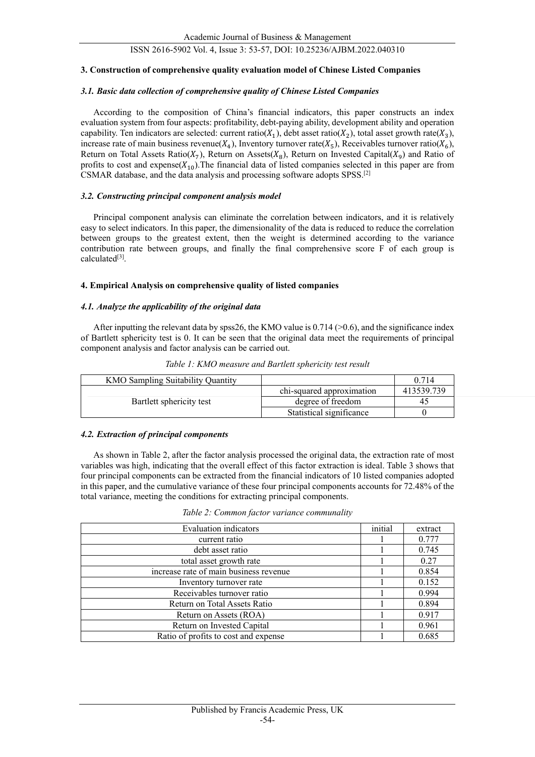## 3. Construction of comprehensive quality evaluation model of Chinese Listed Companies

### *3.1. Basic data collection of comprehensive quality of Chinese Listed Companies*

According to the composition of China's financial indicators, this paper constructs an index evaluation system from four aspects: profitability, debt-paying ability, development ability and operation capability. Ten indicators are selected: current ratio($X_1$), debt asset ratio($X_2$), total asset growth rate($X_3$), increase rate of main business revenue($X_4$), Inventory turnover rate($X_5$), Receivables turnover ratio($X_6$), Return on Total Assets Ratio($X_7$), Return on Assets($X_8$), Return on Invested Capital($X_9$) and Ratio of profits to cost and expense($X_{10}$).The financial data of listed companies selected in this paper are from CSMAR database, and the data analysis and processing software adopts SPSS.[2]

### *3.2. Constructing principal component analysis model*

Principal component analysis can eliminate the correlation between indicators, and it is relatively easy to select indicators. In this paper, the dimensionality of the data is reduced to reduce the correlation between groups to the greatest extent, then the weight is determined according to the variance contribution rate between groups, and finally the final comprehensive score F of each group is calculated[3].

## 4. Empirical Analysis on comprehensive quality of listed companies

### *4.1. Analyze the applicability of the original data*

After inputting the relevant data by spss26, the KMO value is 0.714 (>0.6), and the significance index of Bartlett sphericity test is 0. It can be seen that the original data meet the requirements of principal component analysis and factor analysis can be carried out.

*Table 1: KMO measure and Bartlett sphericity test result*

| KMO Sampling Suitability Quantity | | 0.714 |
|---|---|---|
| Bartlett sphericity test | chi-squared approximation | 413539.739 |
| | degree of freedom | 45 |
| | Statistical significance | 0 |

### *4.2. Extraction of principal components*

As shown in Table 2, after the factor analysis processed the original data, the extraction rate of most variables was high, indicating that the overall effect of this factor extraction is ideal. Table 3 shows that four principal components can be extracted from the financial indicators of 10 listed companies adopted in this paper, and the cumulative variance of these four principal components accounts for 72.48% of the total variance, meeting the conditions for extracting principal components.

*Table 2: Common factor variance communality*

| Evaluation indicators | initial | extract |
|---|---|---|
| current ratio | 1 | 0.777 |
| debt asset ratio | 1 | 0.745 |
| total asset growth rate | 1 | 0.27 |
| increase rate of main business revenue | 1 | 0.854 |
| Inventory turnover rate | 1 | 0.152 |
| Receivables turnover ratio | 1 | 0.994 |
| Return on Total Assets Ratio | 1 | 0.894 |
| Return on Assets (ROA) | 1 | 0.917 |
| Return on Invested Capital | 1 | 0.961 |
| Ratio of profits to cost and expense | 1 | 0.685 |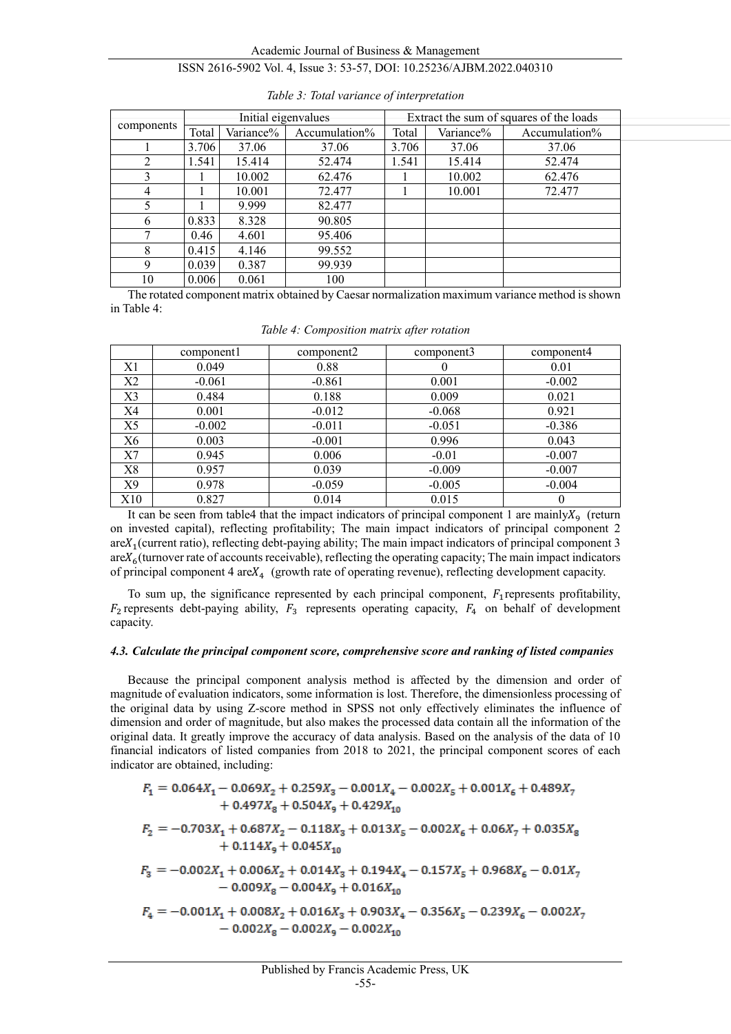*Table 3: Total variance of interpretation*

| components | Initial eigenvalues | | | Extract the sum of squares of the loads | | |
|---|---|---|---|---|---|---|
| | Total | Variance% | Accumulation% | Total | Variance% | Accumulation% |
| 1 | 3.706 | 37.06 | 37.06 | 3.706 | 37.06 | 37.06 |
| 2 | 1.541 | 15.414 | 52.474 | 1.541 | 15.414 | 52.474 |
| 3 | 1 | 10.002 | 62.476 | 1 | 10.002 | 62.476 |
| 4 | 1 | 10.001 | 72.477 | 1 | 10.001 | 72.477 |
| 5 | 1 | 9.999 | 82.477 | | | |
| 6 | 0.833 | 8.328 | 90.805 | | | |
| 7 | 0.46 | 4.601 | 95.406 | | | |
| 8 | 0.415 | 4.146 | 99.552 | | | |
| 9 | 0.039 | 0.387 | 99.939 | | | |
| 10 | 0.006 | 0.061 | 100 | | | |

The rotated component matrix obtained by Caesar normalization maximum variance method is shown in Table 4:

*Table 4: Composition matrix after rotation*

| | component1 | component2 | component3 | component4 |
|---|---|---|---|---|
| X1 | 0.049 | 0.88 | 0 | 0.01 |
| X2 | -0.061 | -0.861 | 0.001 | -0.002 |
| X3 | 0.484 | 0.188 | 0.009 | 0.021 |
| X4 | 0.001 | -0.012 | -0.068 | 0.921 |
| X5 | -0.002 | -0.011 | -0.051 | -0.386 |
| X6 | 0.003 | -0.001 | 0.996 | 0.043 |
| X7 | 0.945 | 0.006 | -0.01 | -0.007 |
| X8 | 0.957 | 0.039 | -0.009 | -0.007 |
| X9 | 0.978 | -0.059 | -0.005 | -0.004 |
| X10 | 0.827 | 0.014 | 0.015 | 0 |

It can be seen from table4 that the impact indicators of principal component 1 are mainly$X_9$ (return on invested capital), reflecting profitability; The main impact indicators of principal component 2 are$X_1$(current ratio), reflecting debt-paying ability; The main impact indicators of principal component 3 are$X_6$(turnover rate of accounts receivable), reflecting the operating capacity; The main impact indicators of principal component 4 are$X_4$ (growth rate of operating revenue), reflecting development capacity.

To sum up, the significance represented by each principal component, $F_1$represents profitability, $F_2$ represents debt-paying ability, $F_3$ represents operating capacity, $F_4$ on behalf of development capacity.

### *4.3. Calculate the principal component score, comprehensive score and ranking of listed companies*

Because the principal component analysis method is affected by the dimension and order of magnitude of evaluation indicators, some information is lost. Therefore, the dimensionless processing of the original data by using Z-score method in SPSS not only effectively eliminates the influence of dimension and order of magnitude, but also makes the processed data contain all the information of the original data. It greatly improve the accuracy of data analysis. Based on the analysis of the data of 10 financial indicators of listed companies from 2018 to 2021, the principal component scores of each indicator are obtained, including:

$$F_1 = 0.064X_1 - 0.069X_2 + 0.259X_3 - 0.001X_4 - 0.002X_5 + 0.001X_6 + 0.489X_7 + 0.497X_8 + 0.504X_9 + 0.429X_{10}$$

$$F_2 = -0.703X_1 + 0.687X_2 - 0.118X_3 + 0.013X_5 - 0.002X_6 + 0.06X_7 + 0.035X_8 + 0.114X_9 + 0.045X_{10}$$

$$F_3 = -0.002X_1 + 0.006X_2 + 0.014X_3 + 0.194X_4 - 0.157X_5 + 0.968X_6 - 0.01X_7 - 0.009X_8 - 0.004X_9 + 0.016X_{10}$$

$$F_4 = -0.001X_1 + 0.008X_2 + 0.016X_3 + 0.903X_4 - 0.356X_5 - 0.239X_6 - 0.002X_7 - 0.002X_8 - 0.002X_9 - 0.002X_{10}$$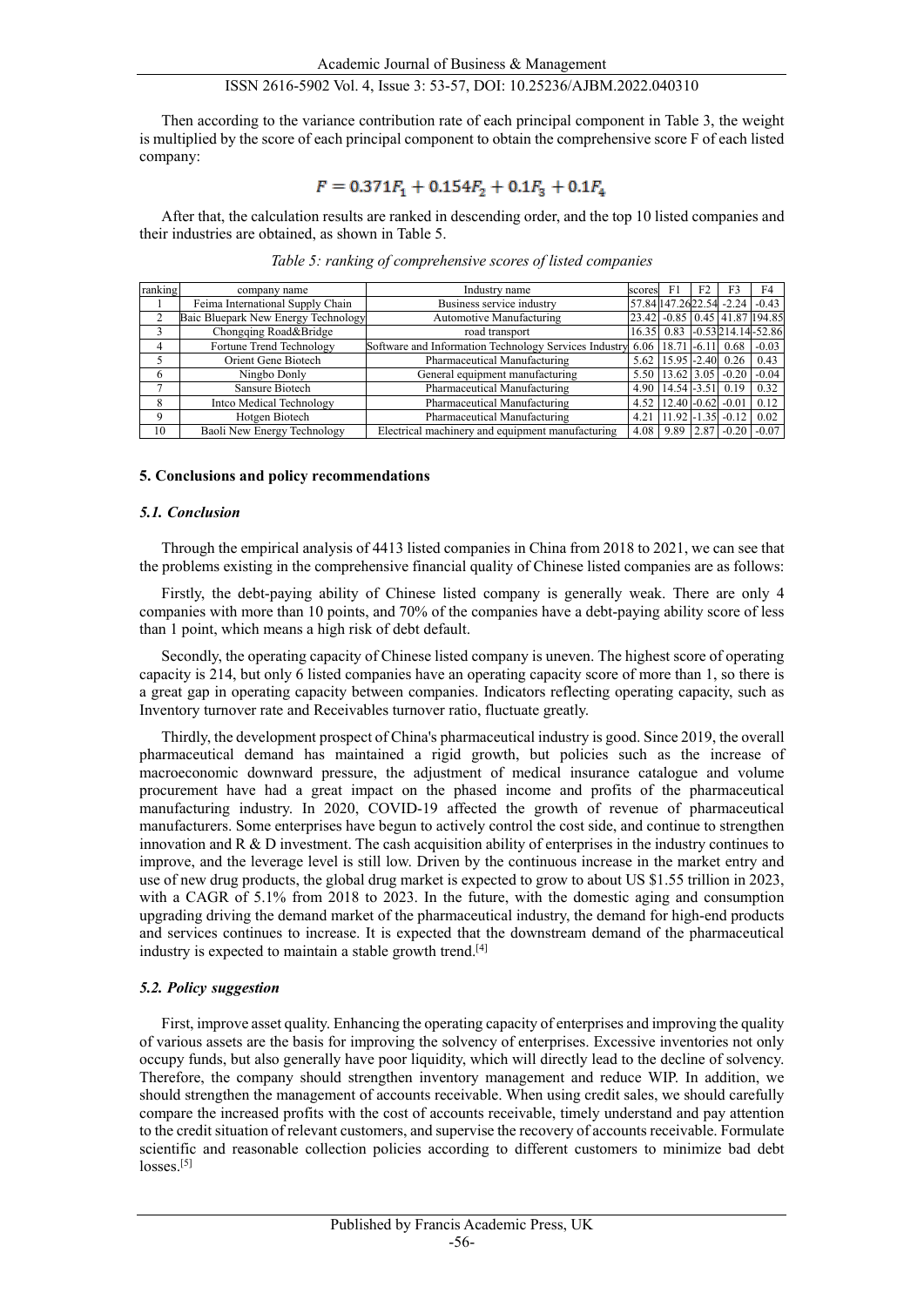Then according to the variance contribution rate of each principal component in Table 3, the weight is multiplied by the score of each principal component to obtain the comprehensive score F of each listed company:

$$F = 0.371F_1 + 0.154F_2 + 0.1F_3 + 0.1F_4$$

After that, the calculation results are ranked in descending order, and the top 10 listed companies and their industries are obtained, as shown in Table 5.

*Table 5: ranking of comprehensive scores of listed companies*

| ranking | company name | Industry name | scores | F1 | F2 | F3 | F4 |
|---|---|---|---|---|---|---|---|
| 1 | Feima International Supply Chain | Business service industry | 57.84 | 147.26 | 22.54 | -2.24 | -0.43 |
| 2 | Baic Bluepark New Energy Technology | Automotive Manufacturing | 23.42 | -0.85 | 0.45 | 41.87 | 194.85 |
| 3 | Chongqing Road&Bridge | road transport | 16.35 | 0.83 | -0.53 | 214.14 | -52.86 |
| 4 | Fortune Trend Technology | Software and Information Technology Services Industry | 6.06 | 18.71 | -6.11 | 0.68 | -0.03 |
| 5 | Orient Gene Biotech | Pharmaceutical Manufacturing | 5.62 | 15.95 | -2.40 | 0.26 | 0.43 |
| 6 | Ningbo Donly | General equipment manufacturing | 5.50 | 13.62 | 3.05 | -0.20 | -0.04 |
| 7 | Sansure Biotech | Pharmaceutical Manufacturing | 4.90 | 14.54 | -3.51 | 0.19 | 0.32 |
| 8 | Intco Medical Technology | Pharmaceutical Manufacturing | 4.52 | 12.40 | -0.62 | -0.01 | 0.12 |
| 9 | Hotgen Biotech | Pharmaceutical Manufacturing | 4.21 | 11.92 | -1.35 | -0.12 | 0.02 |
| 10 | Baoli New Energy Technology | Electrical machinery and equipment manufacturing | 4.08 | 9.89 | 2.87 | -0.20 | -0.07 |

## 5. Conclusions and policy recommendations

### *5.1. Conclusion*

Through the empirical analysis of 4413 listed companies in China from 2018 to 2021, we can see that the problems existing in the comprehensive financial quality of Chinese listed companies are as follows:

Firstly, the debt-paying ability of Chinese listed company is generally weak. There are only 4 companies with more than 10 points, and 70% of the companies have a debt-paying ability score of less than 1 point, which means a high risk of debt default.

Secondly, the operating capacity of Chinese listed company is uneven. The highest score of operating capacity is 214, but only 6 listed companies have an operating capacity score of more than 1, so there is a great gap in operating capacity between companies. Indicators reflecting operating capacity, such as Inventory turnover rate and Receivables turnover ratio, fluctuate greatly.

Thirdly, the development prospect of China's pharmaceutical industry is good. Since 2019, the overall pharmaceutical demand has maintained a rigid growth, but policies such as the increase of macroeconomic downward pressure, the adjustment of medical insurance catalogue and volume procurement have had a great impact on the phased income and profits of the pharmaceutical manufacturing industry. In 2020, COVID-19 affected the growth of revenue of pharmaceutical manufacturers. Some enterprises have begun to actively control the cost side, and continue to strengthen innovation and R & D investment. The cash acquisition ability of enterprises in the industry continues to improve, and the leverage level is still low. Driven by the continuous increase in the market entry and use of new drug products, the global drug market is expected to grow to about US $1.55 trillion in 2023, with a CAGR of 5.1% from 2018 to 2023. In the future, with the domestic aging and consumption upgrading driving the demand market of the pharmaceutical industry, the demand for high-end products and services continues to increase. It is expected that the downstream demand of the pharmaceutical industry is expected to maintain a stable growth trend.[4]

### *5.2. Policy suggestion*

First, improve asset quality. Enhancing the operating capacity of enterprises and improving the quality of various assets are the basis for improving the solvency of enterprises. Excessive inventories not only occupy funds, but also generally have poor liquidity, which will directly lead to the decline of solvency. Therefore, the company should strengthen inventory management and reduce WIP. In addition, we should strengthen the management of accounts receivable. When using credit sales, we should carefully compare the increased profits with the cost of accounts receivable, timely understand and pay attention to the credit situation of relevant customers, and supervise the recovery of accounts receivable. Formulate scientific and reasonable collection policies according to different customers to minimize bad debt losses.[5]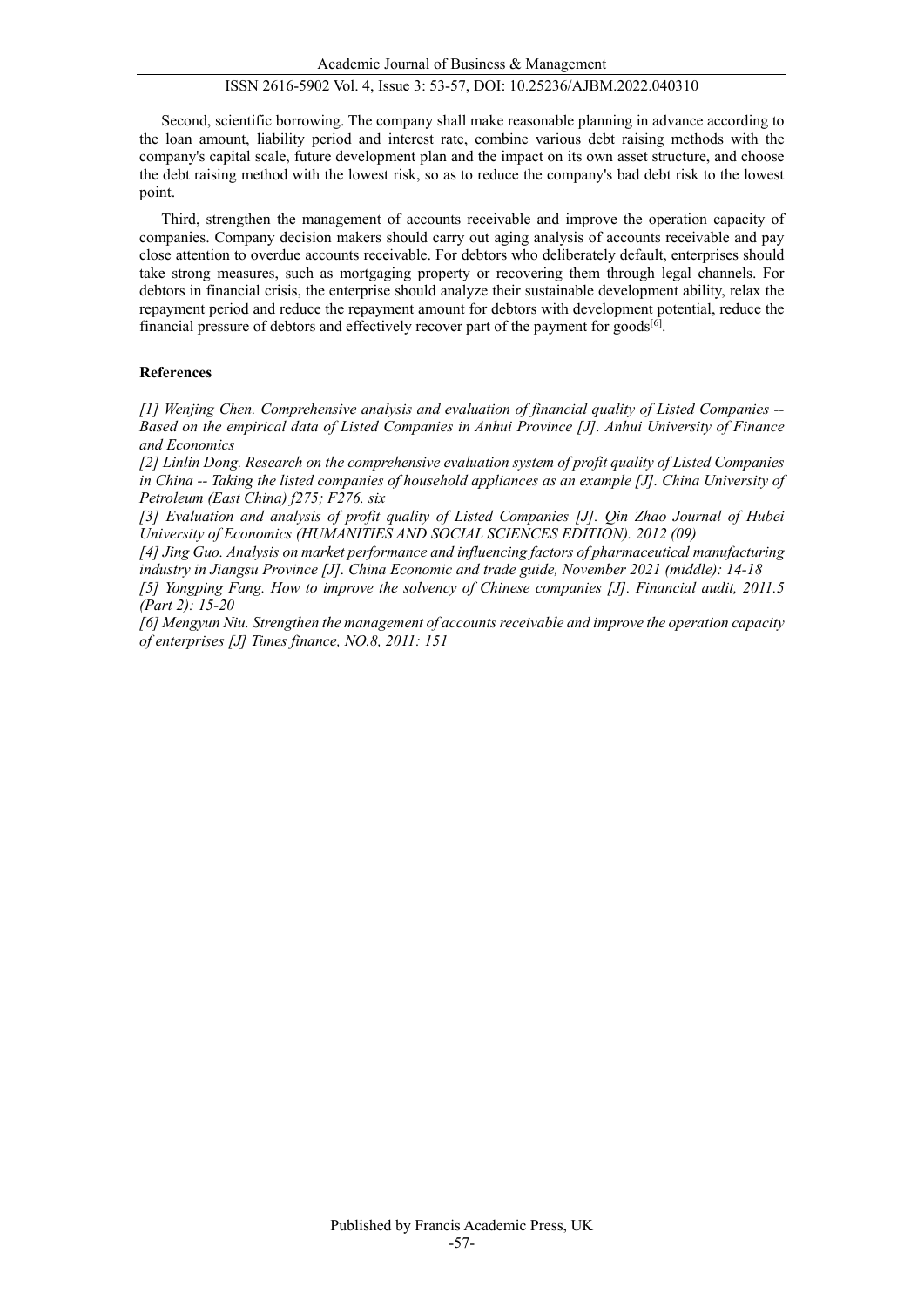Second, scientific borrowing. The company shall make reasonable planning in advance according to the loan amount, liability period and interest rate, combine various debt raising methods with the company's capital scale, future development plan and the impact on its own asset structure, and choose the debt raising method with the lowest risk, so as to reduce the company's bad debt risk to the lowest point.

Third, strengthen the management of accounts receivable and improve the operation capacity of companies. Company decision makers should carry out aging analysis of accounts receivable and pay close attention to overdue accounts receivable. For debtors who deliberately default, enterprises should take strong measures, such as mortgaging property or recovering them through legal channels. For debtors in financial crisis, the enterprise should analyze their sustainable development ability, relax the repayment period and reduce the repayment amount for debtors with development potential, reduce the financial pressure of debtors and effectively recover part of the payment for goods[6].

**References**

*[1] Wenjing Chen. Comprehensive analysis and evaluation of financial quality of Listed Companies -- Based on the empirical data of Listed Companies in Anhui Province [J]. Anhui University of Finance and Economics*

*[2] Linlin Dong. Research on the comprehensive evaluation system of profit quality of Listed Companies in China -- Taking the listed companies of household appliances as an example [J]. China University of Petroleum (East China) f275; F276. six*

*[3] Evaluation and analysis of profit quality of Listed Companies [J]. Qin Zhao Journal of Hubei University of Economics (HUMANITIES AND SOCIAL SCIENCES EDITION). 2012 (09)*

*[4] Jing Guo. Analysis on market performance and influencing factors of pharmaceutical manufacturing industry in Jiangsu Province [J]. China Economic and trade guide, November 2021 (middle): 14-18*

*[5] Yongping Fang. How to improve the solvency of Chinese companies [J]. Financial audit, 2011.5 (Part 2): 15-20*

*[6] Mengyun Niu. Strengthen the management of accounts receivable and improve the operation capacity of enterprises [J] Times finance, NO.8, 2011: 151*